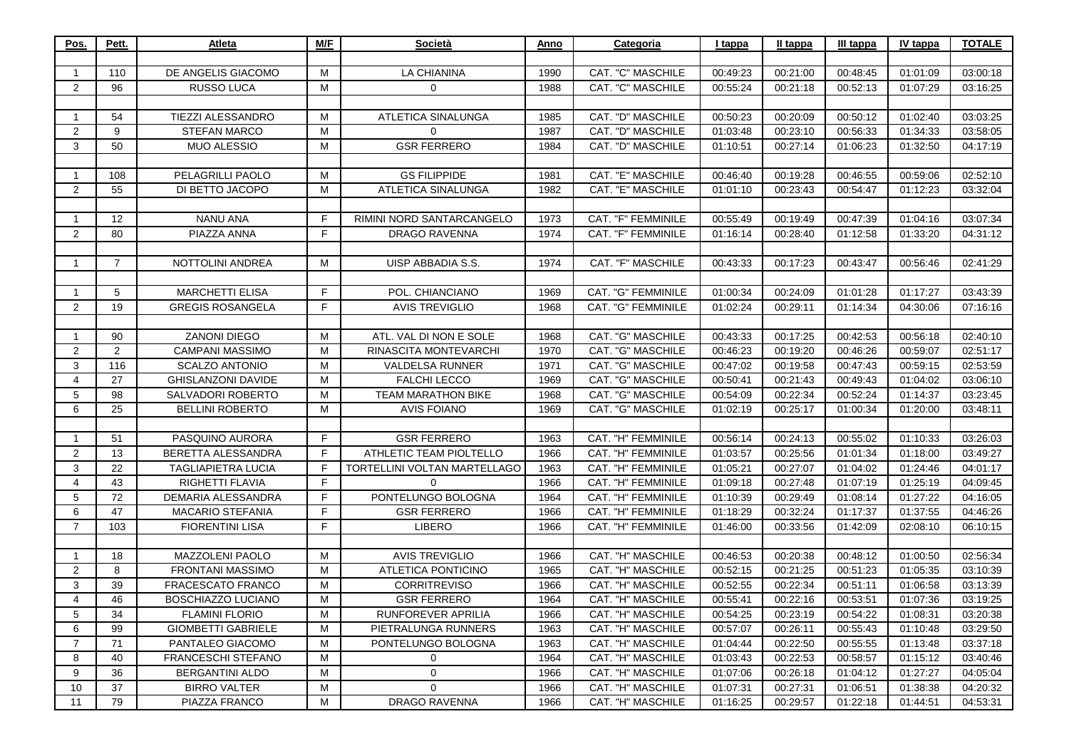| Pos. | Pett. | Atleta | M/F | Società | Anno | Categoria | I tappa | II tappa | III tappa | IV tappa | TOTALE |
|---|---|---|---|---|---|---|---|---|---|---|---|
| | | | | | | | | | | | |
| 1 | 110 | DE ANGELIS GIACOMO | M | LA CHIANINA | 1990 | CAT. "C" MASCHILE | 00:49:23 | 00:21:00 | 00:48:45 | 01:01:09 | 03:00:18 |
| 2 | 96 | RUSSO LUCA | M | 0 | 1988 | CAT. "C" MASCHILE | 00:55:24 | 00:21:18 | 00:52:13 | 01:07:29 | 03:16:25 |
| | | | | | | | | | | | |
| 1 | 54 | TIEZZI ALESSANDRO | M | ATLETICA SINALUNGA | 1985 | CAT. "D" MASCHILE | 00:50:23 | 00:20:09 | 00:50:12 | 01:02:40 | 03:03:25 |
| 2 | 9 | STEFAN MARCO | M | 0 | 1987 | CAT. "D" MASCHILE | 01:03:48 | 00:23:10 | 00:56:33 | 01:34:33 | 03:58:05 |
| 3 | 50 | MUO ALESSIO | M | GSR FERRERO | 1984 | CAT. "D" MASCHILE | 01:10:51 | 00:27:14 | 01:06:23 | 01:32:50 | 04:17:19 |
| | | | | | | | | | | | |
| 1 | 108 | PELAGRILLI PAOLO | M | GS FILIPPIDE | 1981 | CAT. "E" MASCHILE | 00:46:40 | 00:19:28 | 00:46:55 | 00:59:06 | 02:52:10 |
| 2 | 55 | DI BETTO JACOPO | M | ATLETICA SINALUNGA | 1982 | CAT. "E" MASCHILE | 01:01:10 | 00:23:43 | 00:54:47 | 01:12:23 | 03:32:04 |
| | | | | | | | | | | | |
| 1 | 12 | NANU ANA | F | RIMINI NORD SANTARCANGELO | 1973 | CAT. "F" FEMMINILE | 00:55:49 | 00:19:49 | 00:47:39 | 01:04:16 | 03:07:34 |
| 2 | 80 | PIAZZA ANNA | F | DRAGO RAVENNA | 1974 | CAT. "F" FEMMINILE | 01:16:14 | 00:28:40 | 01:12:58 | 01:33:20 | 04:31:12 |
| | | | | | | | | | | | |
| 1 | 7 | NOTTOLINI ANDREA | M | UISP ABBADIA S.S. | 1974 | CAT. "F" MASCHILE | 00:43:33 | 00:17:23 | 00:43:47 | 00:56:46 | 02:41:29 |
| | | | | | | | | | | | |
| 1 | 5 | MARCHETTI ELISA | F | POL. CHIANCIANO | 1969 | CAT. "G" FEMMINILE | 01:00:34 | 00:24:09 | 01:01:28 | 01:17:27 | 03:43:39 |
| 2 | 19 | GREGIS ROSANGELA | F | AVIS TREVIGLIO | 1968 | CAT. "G" FEMMINILE | 01:02:24 | 00:29:11 | 01:14:34 | 04:30:06 | 07:16:16 |
| | | | | | | | | | | | |
| 1 | 90 | ZANONI DIEGO | M | ATL. VAL DI NON E SOLE | 1968 | CAT. "G" MASCHILE | 00:43:33 | 00:17:25 | 00:42:53 | 00:56:18 | 02:40:10 |
| 2 | 2 | CAMPANI MASSIMO | M | RINASCITA MONTEVARCHI | 1970 | CAT. "G" MASCHILE | 00:46:23 | 00:19:20 | 00:46:26 | 00:59:07 | 02:51:17 |
| 3 | 116 | SCALZO ANTONIO | M | VALDELSA RUNNER | 1971 | CAT. "G" MASCHILE | 00:47:02 | 00:19:58 | 00:47:43 | 00:59:15 | 02:53:59 |
| 4 | 27 | GHISLANZONI DAVIDE | M | FALCHI LECCO | 1969 | CAT. "G" MASCHILE | 00:50:41 | 00:21:43 | 00:49:43 | 01:04:02 | 03:06:10 |
| 5 | 98 | SALVADORI ROBERTO | M | TEAM MARATHON BIKE | 1968 | CAT. "G" MASCHILE | 00:54:09 | 00:22:34 | 00:52:24 | 01:14:37 | 03:23:45 |
| 6 | 25 | BELLINI ROBERTO | M | AVIS FOIANO | 1969 | CAT. "G" MASCHILE | 01:02:19 | 00:25:17 | 01:00:34 | 01:20:00 | 03:48:11 |
| | | | | | | | | | | | |
| 1 | 51 | PASQUINO AURORA | F | GSR FERRERO | 1963 | CAT. "H" FEMMINILE | 00:56:14 | 00:24:13 | 00:55:02 | 01:10:33 | 03:26:03 |
| 2 | 13 | BERETTA ALESSANDRA | F | ATHLETIC TEAM PIOLTELLO | 1966 | CAT. "H" FEMMINILE | 01:03:57 | 00:25:56 | 01:01:34 | 01:18:00 | 03:49:27 |
| 3 | 22 | TAGLIAPIETRA LUCIA | F | TORTELLINI VOLTAN MARTELLAGO | 1963 | CAT. "H" FEMMINILE | 01:05:21 | 00:27:07 | 01:04:02 | 01:24:46 | 04:01:17 |
| 4 | 43 | RIGHETTI FLAVIA | F | 0 | 1966 | CAT. "H" FEMMINILE | 01:09:18 | 00:27:48 | 01:07:19 | 01:25:19 | 04:09:45 |
| 5 | 72 | DEMARIA ALESSANDRA | F | PONTELUNGO BOLOGNA | 1964 | CAT. "H" FEMMINILE | 01:10:39 | 00:29:49 | 01:08:14 | 01:27:22 | 04:16:05 |
| 6 | 47 | MACARIO STEFANIA | F | GSR FERRERO | 1966 | CAT. "H" FEMMINILE | 01:18:29 | 00:32:24 | 01:17:37 | 01:37:55 | 04:46:26 |
| 7 | 103 | FIORENTINI LISA | F | LIBERO | 1966 | CAT. "H" FEMMINILE | 01:46:00 | 00:33:56 | 01:42:09 | 02:08:10 | 06:10:15 |
| | | | | | | | | | | | |
| 1 | 18 | MAZZOLENI PAOLO | M | AVIS TREVIGLIO | 1966 | CAT. "H" MASCHILE | 00:46:53 | 00:20:38 | 00:48:12 | 01:00:50 | 02:56:34 |
| 2 | 8 | FRONTANI MASSIMO | M | ATLETICA PONTICINO | 1965 | CAT. "H" MASCHILE | 00:52:15 | 00:21:25 | 00:51:23 | 01:05:35 | 03:10:39 |
| 3 | 39 | FRACESCATO FRANCO | M | CORRITREVISO | 1966 | CAT. "H" MASCHILE | 00:52:55 | 00:22:34 | 00:51:11 | 01:06:58 | 03:13:39 |
| 4 | 46 | BOSCHIAZZO LUCIANO | M | GSR FERRERO | 1964 | CAT. "H" MASCHILE | 00:55:41 | 00:22:16 | 00:53:51 | 01:07:36 | 03:19:25 |
| 5 | 34 | FLAMINI FLORIO | M | RUNFOREVER APRILIA | 1966 | CAT. "H" MASCHILE | 00:54:25 | 00:23:19 | 00:54:22 | 01:08:31 | 03:20:38 |
| 6 | 99 | GIOMBETTI GABRIELE | M | PIETRALUNGA RUNNERS | 1963 | CAT. "H" MASCHILE | 00:57:07 | 00:26:11 | 00:55:43 | 01:10:48 | 03:29:50 |
| 7 | 71 | PANTALEO GIACOMO | M | PONTELUNGO BOLOGNA | 1963 | CAT. "H" MASCHILE | 01:04:44 | 00:22:50 | 00:55:55 | 01:13:48 | 03:37:18 |
| 8 | 40 | FRANCESCHI STEFANO | M | 0 | 1964 | CAT. "H" MASCHILE | 01:03:43 | 00:22:53 | 00:58:57 | 01:15:12 | 03:40:46 |
| 9 | 36 | BERGANTINI ALDO | M | 0 | 1966 | CAT. "H" MASCHILE | 01:07:06 | 00:26:18 | 01:04:12 | 01:27:27 | 04:05:04 |
| 10 | 37 | BIRRO VALTER | M | 0 | 1966 | CAT. "H" MASCHILE | 01:07:31 | 00:27:31 | 01:06:51 | 01:38:38 | 04:20:32 |
| 11 | 79 | PIAZZA FRANCO | M | DRAGO RAVENNA | 1966 | CAT. "H" MASCHILE | 01:16:25 | 00:29:57 | 01:22:18 | 01:44:51 | 04:53:31 |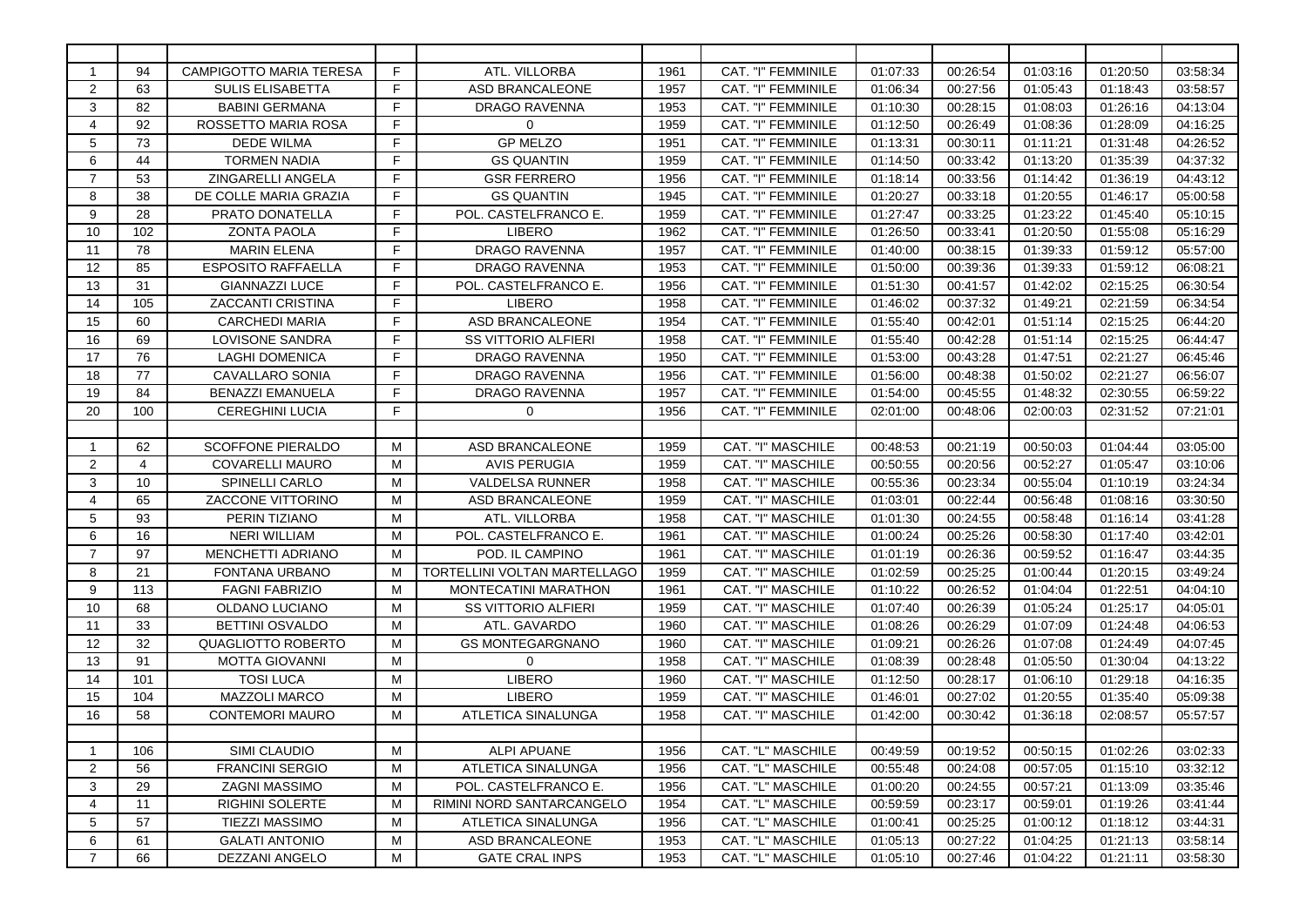| | | | | | | | | | | | |
|---|---|---|---|---|---|---|---|---|---|---|---|
| 1 | 94 | CAMPIGOTTO MARIA TERESA | F | ATL. VILLORBA | 1961 | CAT. "I" FEMMINILE | 01:07:33 | 00:26:54 | 01:03:16 | 01:20:50 | 03:58:34 |
| 2 | 63 | SULIS ELISABETTA | F | ASD BRANCALEONE | 1957 | CAT. "I" FEMMINILE | 01:06:34 | 00:27:56 | 01:05:43 | 01:18:43 | 03:58:57 |
| 3 | 82 | BABINI GERMANA | F | DRAGO RAVENNA | 1953 | CAT. "I" FEMMINILE | 01:10:30 | 00:28:15 | 01:08:03 | 01:26:16 | 04:13:04 |
| 4 | 92 | ROSSETTO MARIA ROSA | F | 0 | 1959 | CAT. "I" FEMMINILE | 01:12:50 | 00:26:49 | 01:08:36 | 01:28:09 | 04:16:25 |
| 5 | 73 | DEDE WILMA | F | GP MELZO | 1951 | CAT. "I" FEMMINILE | 01:13:31 | 00:30:11 | 01:11:21 | 01:31:48 | 04:26:52 |
| 6 | 44 | TORMEN NADIA | F | GS QUANTIN | 1959 | CAT. "I" FEMMINILE | 01:14:50 | 00:33:42 | 01:13:20 | 01:35:39 | 04:37:32 |
| 7 | 53 | ZINGARELLI ANGELA | F | GSR FERRERO | 1956 | CAT. "I" FEMMINILE | 01:18:14 | 00:33:56 | 01:14:42 | 01:36:19 | 04:43:12 |
| 8 | 38 | DE COLLE MARIA GRAZIA | F | GS QUANTIN | 1945 | CAT. "I" FEMMINILE | 01:20:27 | 00:33:18 | 01:20:55 | 01:46:17 | 05:00:58 |
| 9 | 28 | PRATO DONATELLA | F | POL. CASTELFRANCO E. | 1959 | CAT. "I" FEMMINILE | 01:27:47 | 00:33:25 | 01:23:22 | 01:45:40 | 05:10:15 |
| 10 | 102 | ZONTA PAOLA | F | LIBERO | 1962 | CAT. "I" FEMMINILE | 01:26:50 | 00:33:41 | 01:20:50 | 01:55:08 | 05:16:29 |
| 11 | 78 | MARIN ELENA | F | DRAGO RAVENNA | 1957 | CAT. "I" FEMMINILE | 01:40:00 | 00:38:15 | 01:39:33 | 01:59:12 | 05:57:00 |
| 12 | 85 | ESPOSITO RAFFAELLA | F | DRAGO RAVENNA | 1953 | CAT. "I" FEMMINILE | 01:50:00 | 00:39:36 | 01:39:33 | 01:59:12 | 06:08:21 |
| 13 | 31 | GIANNAZZI LUCE | F | POL. CASTELFRANCO E. | 1956 | CAT. "I" FEMMINILE | 01:51:30 | 00:41:57 | 01:42:02 | 02:15:25 | 06:30:54 |
| 14 | 105 | ZACCANTI CRISTINA | F | LIBERO | 1958 | CAT. "I" FEMMINILE | 01:46:02 | 00:37:32 | 01:49:21 | 02:21:59 | 06:34:54 |
| 15 | 60 | CARCHEDI MARIA | F | ASD BRANCALEONE | 1954 | CAT. "I" FEMMINILE | 01:55:40 | 00:42:01 | 01:51:14 | 02:15:25 | 06:44:20 |
| 16 | 69 | LOVISONE SANDRA | F | SS VITTORIO ALFIERI | 1958 | CAT. "I" FEMMINILE | 01:55:40 | 00:42:28 | 01:51:14 | 02:15:25 | 06:44:47 |
| 17 | 76 | LAGHI DOMENICA | F | DRAGO RAVENNA | 1950 | CAT. "I" FEMMINILE | 01:53:00 | 00:43:28 | 01:47:51 | 02:21:27 | 06:45:46 |
| 18 | 77 | CAVALLARO SONIA | F | DRAGO RAVENNA | 1956 | CAT. "I" FEMMINILE | 01:56:00 | 00:48:38 | 01:50:02 | 02:21:27 | 06:56:07 |
| 19 | 84 | BENAZZI EMANUELA | F | DRAGO RAVENNA | 1957 | CAT. "I" FEMMINILE | 01:54:00 | 00:45:55 | 01:48:32 | 02:30:55 | 06:59:22 |
| 20 | 100 | CEREGHINI LUCIA | F | 0 | 1956 | CAT. "I" FEMMINILE | 02:01:00 | 00:48:06 | 02:00:03 | 02:31:52 | 07:21:01 |
| | | | | | | | | | | | |
| 1 | 62 | SCOFFONE PIERALDO | M | ASD BRANCALEONE | 1959 | CAT. "I" MASCHILE | 00:48:53 | 00:21:19 | 00:50:03 | 01:04:44 | 03:05:00 |
| 2 | 4 | COVARELLI MAURO | M | AVIS PERUGIA | 1959 | CAT. "I" MASCHILE | 00:50:55 | 00:20:56 | 00:52:27 | 01:05:47 | 03:10:06 |
| 3 | 10 | SPINELLI CARLO | M | VALDELSA RUNNER | 1958 | CAT. "I" MASCHILE | 00:55:36 | 00:23:34 | 00:55:04 | 01:10:19 | 03:24:34 |
| 4 | 65 | ZACCONE VITTORINO | M | ASD BRANCALEONE | 1959 | CAT. "I" MASCHILE | 01:03:01 | 00:22:44 | 00:56:48 | 01:08:16 | 03:30:50 |
| 5 | 93 | PERIN TIZIANO | M | ATL. VILLORBA | 1958 | CAT. "I" MASCHILE | 01:01:30 | 00:24:55 | 00:58:48 | 01:16:14 | 03:41:28 |
| 6 | 16 | NERI WILLIAM | M | POL. CASTELFRANCO E. | 1961 | CAT. "I" MASCHILE | 01:00:24 | 00:25:26 | 00:58:30 | 01:17:40 | 03:42:01 |
| 7 | 97 | MENCHETTI ADRIANO | M | POD. IL CAMPINO | 1961 | CAT. "I" MASCHILE | 01:01:19 | 00:26:36 | 00:59:52 | 01:16:47 | 03:44:35 |
| 8 | 21 | FONTANA URBANO | M | TORTELLINI VOLTAN MARTELLAGO | 1959 | CAT. "I" MASCHILE | 01:02:59 | 00:25:25 | 01:00:44 | 01:20:15 | 03:49:24 |
| 9 | 113 | FAGNI FABRIZIO | M | MONTECATINI MARATHON | 1961 | CAT. "I" MASCHILE | 01:10:22 | 00:26:52 | 01:04:04 | 01:22:51 | 04:04:10 |
| 10 | 68 | OLDANO LUCIANO | M | SS VITTORIO ALFIERI | 1959 | CAT. "I" MASCHILE | 01:07:40 | 00:26:39 | 01:05:24 | 01:25:17 | 04:05:01 |
| 11 | 33 | BETTINI OSVALDO | M | ATL. GAVARDO | 1960 | CAT. "I" MASCHILE | 01:08:26 | 00:26:29 | 01:07:09 | 01:24:48 | 04:06:53 |
| 12 | 32 | QUAGLIOTTO ROBERTO | M | GS MONTEGARGNANO | 1960 | CAT. "I" MASCHILE | 01:09:21 | 00:26:26 | 01:07:08 | 01:24:49 | 04:07:45 |
| 13 | 91 | MOTTA GIOVANNI | M | 0 | 1958 | CAT. "I" MASCHILE | 01:08:39 | 00:28:48 | 01:05:50 | 01:30:04 | 04:13:22 |
| 14 | 101 | TOSI LUCA | M | LIBERO | 1960 | CAT. "I" MASCHILE | 01:12:50 | 00:28:17 | 01:06:10 | 01:29:18 | 04:16:35 |
| 15 | 104 | MAZZOLI MARCO | M | LIBERO | 1959 | CAT. "I" MASCHILE | 01:46:01 | 00:27:02 | 01:20:55 | 01:35:40 | 05:09:38 |
| 16 | 58 | CONTEMORI MAURO | M | ATLETICA SINALUNGA | 1958 | CAT. "I" MASCHILE | 01:42:00 | 00:30:42 | 01:36:18 | 02:08:57 | 05:57:57 |
| | | | | | | | | | | | |
| 1 | 106 | SIMI CLAUDIO | M | ALPI APUANE | 1956 | CAT. "L" MASCHILE | 00:49:59 | 00:19:52 | 00:50:15 | 01:02:26 | 03:02:33 |
| 2 | 56 | FRANCINI SERGIO | M | ATLETICA SINALUNGA | 1956 | CAT. "L" MASCHILE | 00:55:48 | 00:24:08 | 00:57:05 | 01:15:10 | 03:32:12 |
| 3 | 29 | ZAGNI MASSIMO | M | POL. CASTELFRANCO E. | 1956 | CAT. "L" MASCHILE | 01:00:20 | 00:24:55 | 00:57:21 | 01:13:09 | 03:35:46 |
| 4 | 11 | RIGHINI SOLERTE | M | RIMINI NORD SANTARCANGELO | 1954 | CAT. "L" MASCHILE | 00:59:59 | 00:23:17 | 00:59:01 | 01:19:26 | 03:41:44 |
| 5 | 57 | TIEZZI MASSIMO | M | ATLETICA SINALUNGA | 1956 | CAT. "L" MASCHILE | 01:00:41 | 00:25:25 | 01:00:12 | 01:18:12 | 03:44:31 |
| 6 | 61 | GALATI ANTONIO | M | ASD BRANCALEONE | 1953 | CAT. "L" MASCHILE | 01:05:13 | 00:27:22 | 01:04:25 | 01:21:13 | 03:58:14 |
| 7 | 66 | DEZZANI ANGELO | M | GATE CRAL INPS | 1953 | CAT. "L" MASCHILE | 01:05:10 | 00:27:46 | 01:04:22 | 01:21:11 | 03:58:30 |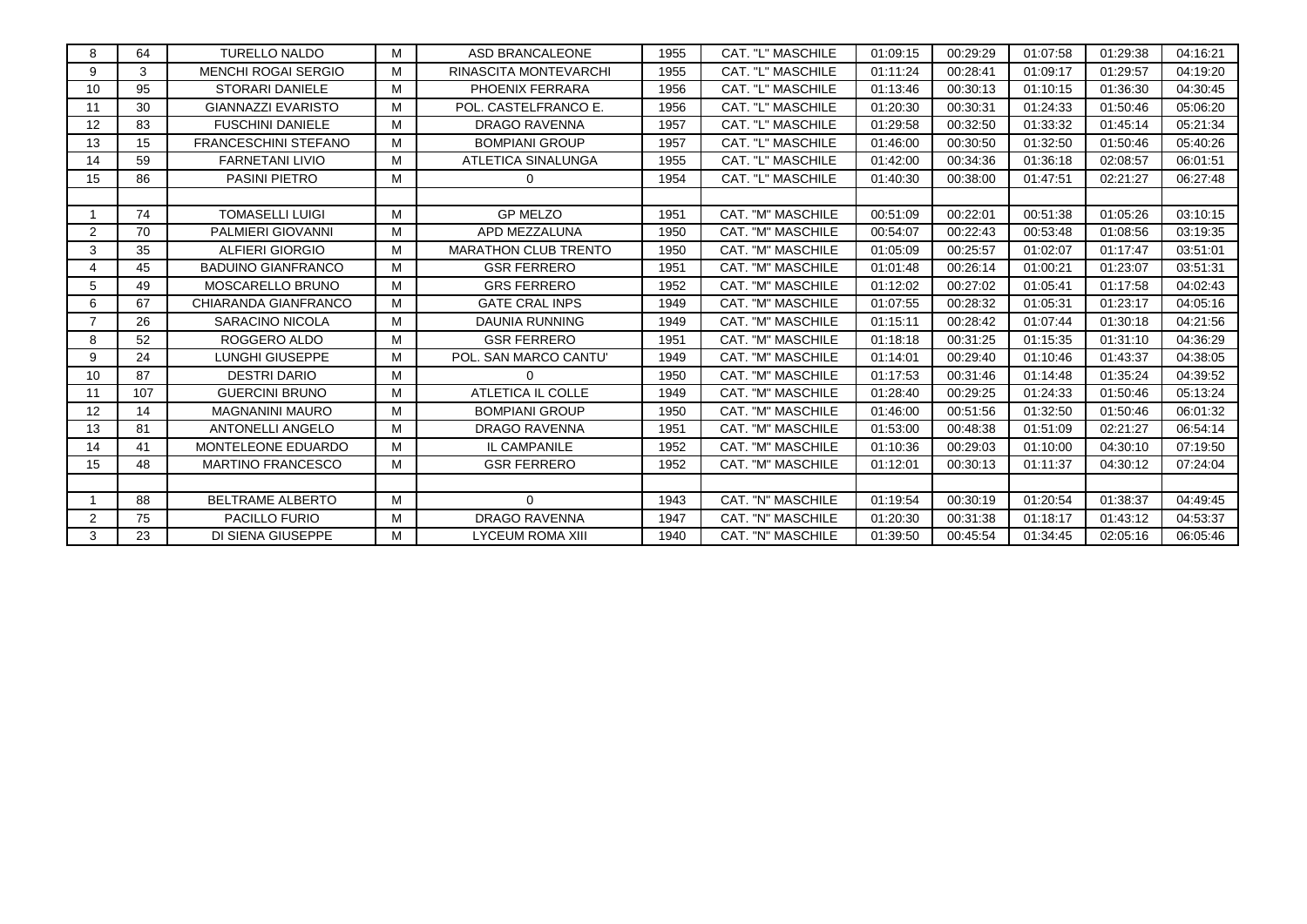| | | | | | | | | | | | |
|---|---|---|---|---|---|---|---|---|---|---|---|
| 8 | 64 | TURELLO NALDO | M | ASD BRANCALEONE | 1955 | CAT. "L" MASCHILE | 01:09:15 | 00:29:29 | 01:07:58 | 01:29:38 | 04:16:21 |
| 9 | 3 | MENCHI ROGAI SERGIO | M | RINASCITA MONTEVARCHI | 1955 | CAT. "L" MASCHILE | 01:11:24 | 00:28:41 | 01:09:17 | 01:29:57 | 04:19:20 |
| 10 | 95 | STORARI DANIELE | M | PHOENIX FERRARA | 1956 | CAT. "L" MASCHILE | 01:13:46 | 00:30:13 | 01:10:15 | 01:36:30 | 04:30:45 |
| 11 | 30 | GIANNAZZI EVARISTO | M | POL. CASTELFRANCO E. | 1956 | CAT. "L" MASCHILE | 01:20:30 | 00:30:31 | 01:24:33 | 01:50:46 | 05:06:20 |
| 12 | 83 | FUSCHINI DANIELE | M | DRAGO RAVENNA | 1957 | CAT. "L" MASCHILE | 01:29:58 | 00:32:50 | 01:33:32 | 01:45:14 | 05:21:34 |
| 13 | 15 | FRANCESCHINI STEFANO | M | BOMPIANI GROUP | 1957 | CAT. "L" MASCHILE | 01:46:00 | 00:30:50 | 01:32:50 | 01:50:46 | 05:40:26 |
| 14 | 59 | FARNETANI LIVIO | M | ATLETICA SINALUNGA | 1955 | CAT. "L" MASCHILE | 01:42:00 | 00:34:36 | 01:36:18 | 02:08:57 | 06:01:51 |
| 15 | 86 | PASINI PIETRO | M | 0 | 1954 | CAT. "L" MASCHILE | 01:40:30 | 00:38:00 | 01:47:51 | 02:21:27 | 06:27:48 |
| | | | | | | | | | | | |
| 1 | 74 | TOMASELLI LUIGI | M | GP MELZO | 1951 | CAT. "M" MASCHILE | 00:51:09 | 00:22:01 | 00:51:38 | 01:05:26 | 03:10:15 |
| 2 | 70 | PALMIERI GIOVANNI | M | APD MEZZALUNA | 1950 | CAT. "M" MASCHILE | 00:54:07 | 00:22:43 | 00:53:48 | 01:08:56 | 03:19:35 |
| 3 | 35 | ALFIERI GIORGIO | M | MARATHON CLUB TRENTO | 1950 | CAT. "M" MASCHILE | 01:05:09 | 00:25:57 | 01:02:07 | 01:17:47 | 03:51:01 |
| 4 | 45 | BADUINO GIANFRANCO | M | GSR FERRERO | 1951 | CAT. "M" MASCHILE | 01:01:48 | 00:26:14 | 01:00:21 | 01:23:07 | 03:51:31 |
| 5 | 49 | MOSCARELLO BRUNO | M | GRS FERRERO | 1952 | CAT. "M" MASCHILE | 01:12:02 | 00:27:02 | 01:05:41 | 01:17:58 | 04:02:43 |
| 6 | 67 | CHIARANDA GIANFRANCO | M | GATE CRAL INPS | 1949 | CAT. "M" MASCHILE | 01:07:55 | 00:28:32 | 01:05:31 | 01:23:17 | 04:05:16 |
| 7 | 26 | SARACINO NICOLA | M | DAUNIA RUNNING | 1949 | CAT. "M" MASCHILE | 01:15:11 | 00:28:42 | 01:07:44 | 01:30:18 | 04:21:56 |
| 8 | 52 | ROGGERO ALDO | M | GSR FERRERO | 1951 | CAT. "M" MASCHILE | 01:18:18 | 00:31:25 | 01:15:35 | 01:31:10 | 04:36:29 |
| 9 | 24 | LUNGHI GIUSEPPE | M | POL. SAN MARCO CANTU' | 1949 | CAT. "M" MASCHILE | 01:14:01 | 00:29:40 | 01:10:46 | 01:43:37 | 04:38:05 |
| 10 | 87 | DESTRI DARIO | M | 0 | 1950 | CAT. "M" MASCHILE | 01:17:53 | 00:31:46 | 01:14:48 | 01:35:24 | 04:39:52 |
| 11 | 107 | GUERCINI BRUNO | M | ATLETICA IL COLLE | 1949 | CAT. "M" MASCHILE | 01:28:40 | 00:29:25 | 01:24:33 | 01:50:46 | 05:13:24 |
| 12 | 14 | MAGNANINI MAURO | M | BOMPIANI GROUP | 1950 | CAT. "M" MASCHILE | 01:46:00 | 00:51:56 | 01:32:50 | 01:50:46 | 06:01:32 |
| 13 | 81 | ANTONELLI ANGELO | M | DRAGO RAVENNA | 1951 | CAT. "M" MASCHILE | 01:53:00 | 00:48:38 | 01:51:09 | 02:21:27 | 06:54:14 |
| 14 | 41 | MONTELEONE EDUARDO | M | IL CAMPANILE | 1952 | CAT. "M" MASCHILE | 01:10:36 | 00:29:03 | 01:10:00 | 04:30:10 | 07:19:50 |
| 15 | 48 | MARTINO FRANCESCO | M | GSR FERRERO | 1952 | CAT. "M" MASCHILE | 01:12:01 | 00:30:13 | 01:11:37 | 04:30:12 | 07:24:04 |
| | | | | | | | | | | | |
| 1 | 88 | BELTRAME ALBERTO | M | 0 | 1943 | CAT. "N" MASCHILE | 01:19:54 | 00:30:19 | 01:20:54 | 01:38:37 | 04:49:45 |
| 2 | 75 | PACILLO FURIO | M | DRAGO RAVENNA | 1947 | CAT. "N" MASCHILE | 01:20:30 | 00:31:38 | 01:18:17 | 01:43:12 | 04:53:37 |
| 3 | 23 | DI SIENA GIUSEPPE | M | LYCEUM ROMA XIII | 1940 | CAT. "N" MASCHILE | 01:39:50 | 00:45:54 | 01:34:45 | 02:05:16 | 06:05:46 |